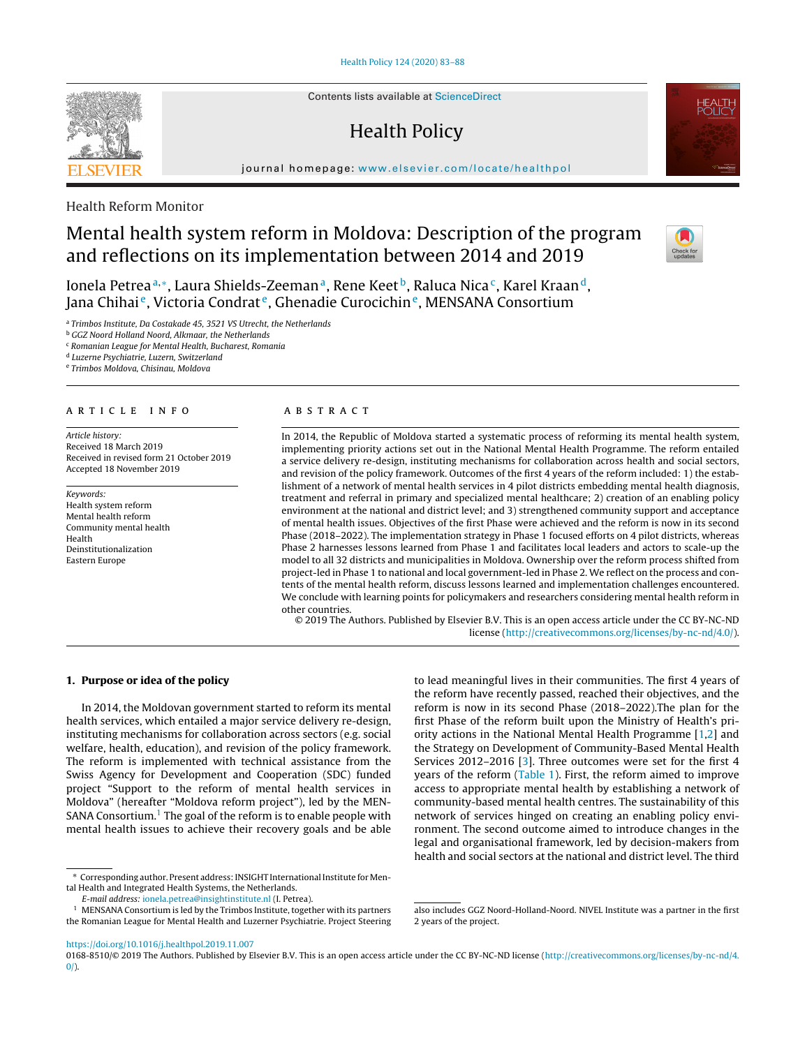Health Reform Monitor

# Mental health system reform in Moldova: Description of the program and reflections on its implementation between 2014 and 2019

Ionela Petrea [a,*], Laura Shields-Zeeman [a], Rene Keet [b], Raluca Nica [c], Karel Kraan [d], Jana Chihai [e], Victoria Condrat [e], Ghenadie Curocichin [e], MENSANA Consortium

[a] Trimbos Institute, Da Costakade 45, 3521 VS Utrecht, the Netherlands
[b] GGZ Noord Holland Noord, Alkmaar, the Netherlands
[c] Romanian League for Mental Health, Bucharest, Romania
[d] Luzerne Psychiatrie, Luzern, Switzerland
[e] Trimbos Moldova, Chisinau, Moldova

**ARTICLE INFO**

*Article history:*
Received 18 March 2019
Received in revised form 21 October 2019
Accepted 18 November 2019

*Keywords:*
Health system reform
Mental health reform
Community mental health
Health
Deinstitutionalization
Eastern Europe

**ABSTRACT**

In 2014, the Republic of Moldova started a systematic process of reforming its mental health system, implementing priority actions set out in the National Mental Health Programme. The reform entailed a service delivery re-design, instituting mechanisms for collaboration across health and social sectors, and revision of the policy framework. Outcomes of the first 4 years of the reform included: 1) the establishment of a network of mental health services in 4 pilot districts embedding mental health diagnosis, treatment and referral in primary and specialized mental healthcare; 2) creation of an enabling policy environment at the national and district level; and 3) strengthened community support and acceptance of mental health issues. Objectives of the first Phase were achieved and the reform is now in its second Phase (2018–2022). The implementation strategy in Phase 1 focused efforts on 4 pilot districts, whereas Phase 2 harnesses lessons learned from Phase 1 and facilitates local leaders and actors to scale-up the model to all 32 districts and municipalities in Moldova. Ownership over the reform process shifted from project-led in Phase 1 to national and local government-led in Phase 2. We reflect on the process and contents of the mental health reform, discuss lessons learned and implementation challenges encountered. We conclude with learning points for policymakers and researchers considering mental health reform in other countries.

© 2019 The Authors. Published by Elsevier B.V. This is an open access article under the CC BY-NC-ND license (http://creativecommons.org/licenses/by-nc-nd/4.0/).

## 1. Purpose or idea of the policy

In 2014, the Moldovan government started to reform its mental health services, which entailed a major service delivery re-design, instituting mechanisms for collaboration across sectors (e.g. social welfare, health, education), and revision of the policy framework. The reform is implemented with technical assistance from the Swiss Agency for Development and Cooperation (SDC) funded project "Support to the reform of mental health services in Moldova" (hereafter "Moldova reform project"), led by the MENSANA Consortium.[1] The goal of the reform is to enable people with mental health issues to achieve their recovery goals and be able to lead meaningful lives in their communities. The first 4 years of the reform have recently passed, reached their objectives, and the reform is now in its second Phase (2018–2022).The plan for the first Phase of the reform built upon the Ministry of Health's priority actions in the National Mental Health Programme [1,2] and the Strategy on Development of Community-Based Mental Health Services 2012–2016 [3]. Three outcomes were set for the first 4 years of the reform (Table 1). First, the reform aimed to improve access to appropriate mental health by establishing a network of community-based mental health centres. The sustainability of this network of services hinged on creating an enabling policy environment. The second outcome aimed to introduce changes in the legal and organisational framework, led by decision-makers from health and social sectors at the national and district level. The third

---

* Corresponding author. Present address: INSIGHT International Institute for Mental Health and Integrated Health Systems, the Netherlands.
*E-mail address:* ionela.petrea@insightinstitute.nl (I. Petrea).

[1] MENSANA Consortium is led by the Trimbos Institute, together with its partners the Romanian League for Mental Health and Luzerner Psychiatrie. Project Steering also includes GGZ Noord-Holland-Noord. NIVEL Institute was a partner in the first 2 years of the project.

https://doi.org/10.1016/j.healthpol.2019.11.007
0168-8510/© 2019 The Authors. Published by Elsevier B.V. This is an open access article under the CC BY-NC-ND license (http://creativecommons.org/licenses/by-nc-nd/4.0/).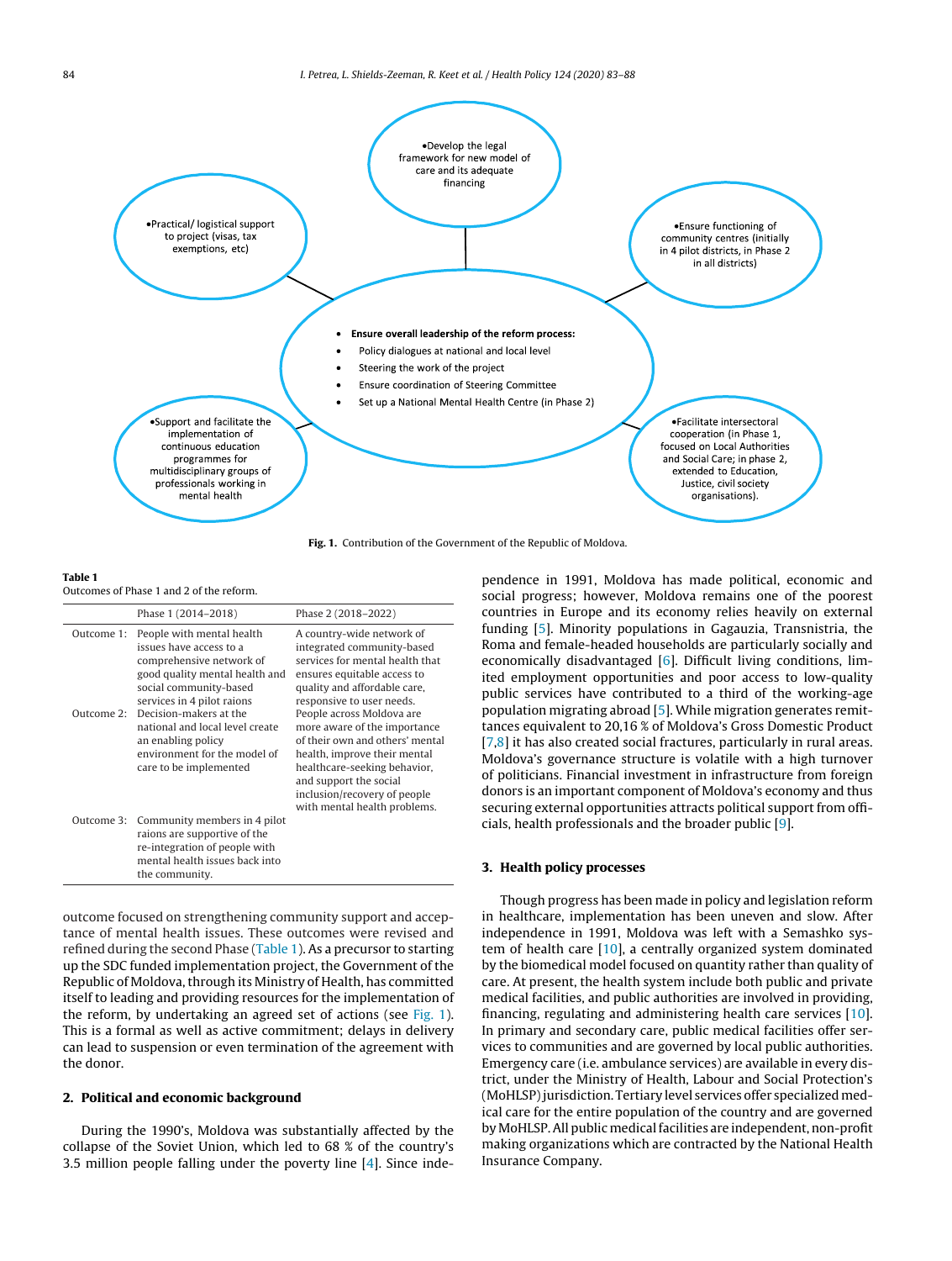- Develop the legal framework for new model of care and its adequate financing
- Practical/ logistical support to project (visas, tax exemptions, etc)
- Ensure functioning of community centres (initially in 4 pilot districts, in Phase 2 in all districts)
- **Ensure overall leadership of the reform process:**
- Policy dialogues at national and local level
- Steering the work of the project
- Ensure coordination of Steering Committee
- Set up a National Mental Health Centre (in Phase 2)
- Support and facilitate the implementation of continuous education programmes for multidisciplinary groups of professionals working in mental health
- Facilitate intersectoral cooperation (in Phase 1, focused on Local Authorities and Social Care; in phase 2, extended to Education, Justice, civil society organisations).

**Fig. 1.** Contribution of the Government of the Republic of Moldova.

**Table 1**
Outcomes of Phase 1 and 2 of the reform.

| | Phase 1 (2014–2018) | Phase 2 (2018–2022) |
|---|---|---|
| Outcome 1: | People with mental health issues have access to a comprehensive network of good quality mental health and social community-based services in 4 pilot raions | A country-wide network of integrated community-based services for mental health that ensures equitable access to quality and affordable care, responsive to user needs. |
| Outcome 2: | Decision-makers at the national and local level create an enabling policy environment for the model of care to be implemented | People across Moldova are more aware of the importance of their own and others' mental health, improve their mental healthcare-seeking behavior, and support the social inclusion/recovery of people with mental health problems. |
| Outcome 3: | Community members in 4 pilot raions are supportive of the re-integration of people with mental health issues back into the community. | |

outcome focused on strengthening community support and acceptance of mental health issues. These outcomes were revised and refined during the second Phase (Table 1). As a precursor to starting up the SDC funded implementation project, the Government of the Republic of Moldova, through its Ministry of Health, has committed itself to leading and providing resources for the implementation of the reform, by undertaking an agreed set of actions (see Fig. 1). This is a formal as well as active commitment; delays in delivery can lead to suspension or even termination of the agreement with the donor.

## 2. Political and economic background

During the 1990's, Moldova was substantially affected by the collapse of the Soviet Union, which led to 68 % of the country's 3.5 million people falling under the poverty line [4]. Since independence in 1991, Moldova has made political, economic and social progress; however, Moldova remains one of the poorest countries in Europe and its economy relies heavily on external funding [5]. Minority populations in Gagauzia, Transnistria, the Roma and female-headed households are particularly socially and economically disadvantaged [6]. Difficult living conditions, limited employment opportunities and poor access to low-quality public services have contributed to a third of the working-age population migrating abroad [5]. While migration generates remittances equivalent to 20,16 % of Moldova's Gross Domestic Product [7,8] it has also created social fractures, particularly in rural areas. Moldova's governance structure is volatile with a high turnover of politicians. Financial investment in infrastructure from foreign donors is an important component of Moldova's economy and thus securing external opportunities attracts political support from officials, health professionals and the broader public [9].

## 3. Health policy processes

Though progress has been made in policy and legislation reform in healthcare, implementation has been uneven and slow. After independence in 1991, Moldova was left with a Semashko system of health care [10], a centrally organized system dominated by the biomedical model focused on quantity rather than quality of care. At present, the health system include both public and private medical facilities, and public authorities are involved in providing, financing, regulating and administering health care services [10]. In primary and secondary care, public medical facilities offer services to communities and are governed by local public authorities. Emergency care (i.e. ambulance services) are available in every district, under the Ministry of Health, Labour and Social Protection's (MoHLSP) jurisdiction. Tertiary level services offer specialized medical care for the entire population of the country and are governed by MoHLSP. All public medical facilities are independent, non-profit making organizations which are contracted by the National Health Insurance Company.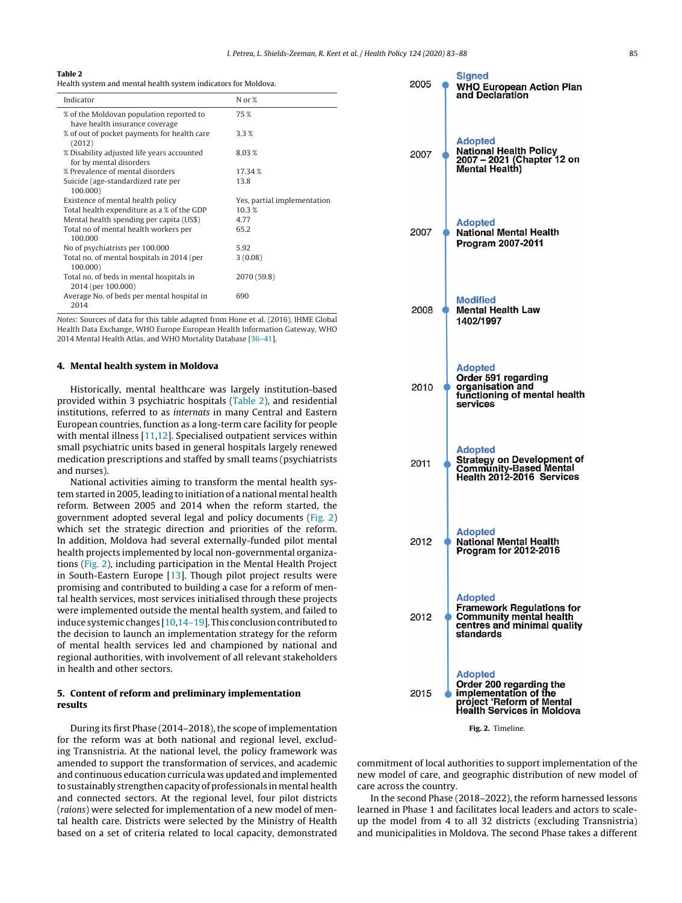**Table 2**
Health system and mental health system indicators for Moldova.

| Indicator | N or % |
|---|---|
| % of the Moldovan population reported to have health insurance coverage | 75 % |
| % of out of pocket payments for health care (2012) | 3.3 % |
| % Disability adjusted life years accounted for by mental disorders | 8.03 % |
| % Prevalence of mental disorders | 17.34 % |
| Suicide (age-standardized rate per 100.000) | 13.8 |
| Existence of mental health policy | Yes, partial implementation |
| Total health expenditure as a % of the GDP | 10.3 % |
| Mental health spending per capita (US$) | 4.77 |
| Total no of mental health workers per 100.000 | 65.2 |
| No of psychiatrists per 100.000 | 5.92 |
| Total no. of mental hospitals in 2014 (per 100.000) | 3 (0.08) |
| Total no. of beds in mental hospitals in 2014 (per 100.000) | 2070 (59.8) |
| Average No. of beds per mental hospital in 2014 | 690 |

*Notes*: Sources of data for this table adapted from Hone et al. (2016), IHME Global Health Data Exchange, WHO Europe European Health Information Gateway, WHO 2014 Mental Health Atlas, and WHO Mortality Database [36–41].

## 4. Mental health system in Moldova

Historically, mental healthcare was largely institution-based provided within 3 psychiatric hospitals (Table 2), and residential institutions, referred to as *internats* in many Central and Eastern European countries, function as a long-term care facility for people with mental illness [11,12]. Specialised outpatient services within small psychiatric units based in general hospitals largely renewed medication prescriptions and staffed by small teams (psychiatrists and nurses).

National activities aiming to transform the mental health system started in 2005, leading to initiation of a national mental health reform. Between 2005 and 2014 when the reform started, the government adopted several legal and policy documents (Fig. 2) which set the strategic direction and priorities of the reform. In addition, Moldova had several externally-funded pilot mental health projects implemented by local non-governmental organizations (Fig. 2), including participation in the Mental Health Project in South-Eastern Europe [13]. Though pilot project results were promising and contributed to building a case for a reform of mental health services, most services initialised through these projects were implemented outside the mental health system, and failed to induce systemic changes [10,14–19]. This conclusion contributed to the decision to launch an implementation strategy for the reform of mental health services led and championed by national and regional authorities, with involvement of all relevant stakeholders in health and other sectors.

## 5. Content of reform and preliminary implementation results

During its first Phase (2014–2018), the scope of implementation for the reform was at both national and regional level, excluding Transnistria. At the national level, the policy framework was amended to support the transformation of services, and academic and continuous education curricula was updated and implemented to sustainably strengthen capacity of professionals in mental health and connected sectors. At the regional level, four pilot districts (*raions*) were selected for implementation of a new model of mental health care. Districts were selected by the Ministry of Health based on a set of criteria related to local capacity, demonstrated commitment of local authorities to support implementation of the new model of care, and geographic distribution of new model of care across the country.

In the second Phase (2018–2022), the reform harnessed lessons learned in Phase 1 and facilitates local leaders and actors to scale-up the model from 4 to all 32 districts (excluding Transnistria) and municipalities in Moldova. The second Phase takes a different

- 2005 — **Signed** WHO European Action Plan and Declaration
- 2007 — **Adopted** National Health Policy 2007 – 2021 (Chapter 12 on Mental Health)
- 2007 — **Adopted** National Mental Health Program 2007-2011
- 2008 — **Modified** Mental Health Law 1402/1997
- 2010 — **Adopted** Order 591 regarding organisation and functioning of mental health services
- 2011 — **Adopted** Strategy on Development of Community-Based Mental Health 2012-2016 Services
- 2012 — **Adopted** National Mental Health Program for 2012-2016
- 2012 — **Adopted** Framework Regulations for Community mental health centres and minimal quality standards
- 2015 — **Adopted** Order 200 regarding the implementation of the project 'Reform of Mental Health Services in Moldova

**Fig. 2.** Timeline.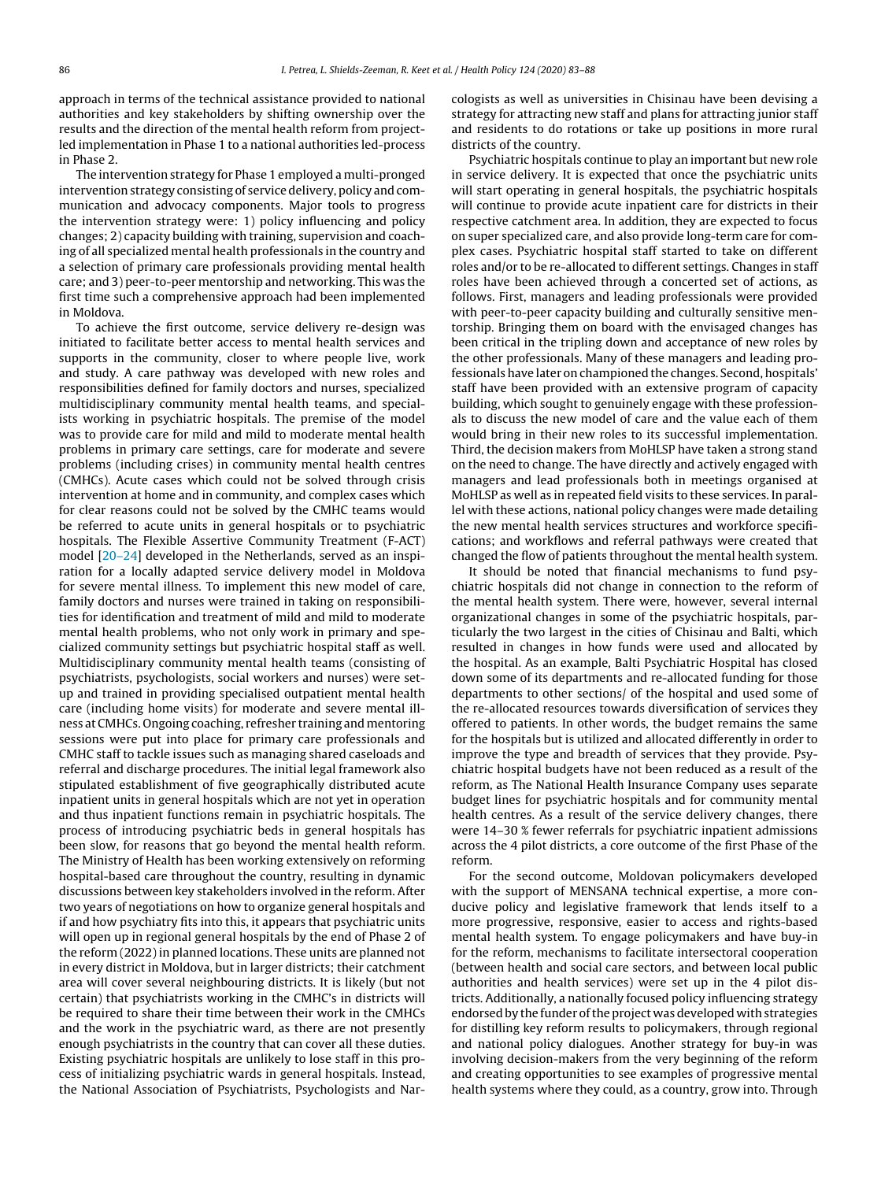approach in terms of the technical assistance provided to national authorities and key stakeholders by shifting ownership over the results and the direction of the mental health reform from project-led implementation in Phase 1 to a national authorities led-process in Phase 2.

The intervention strategy for Phase 1 employed a multi-pronged intervention strategy consisting of service delivery, policy and communication and advocacy components. Major tools to progress the intervention strategy were: 1) policy influencing and policy changes; 2) capacity building with training, supervision and coaching of all specialized mental health professionals in the country and a selection of primary care professionals providing mental health care; and 3) peer-to-peer mentorship and networking. This was the first time such a comprehensive approach had been implemented in Moldova.

To achieve the first outcome, service delivery re-design was initiated to facilitate better access to mental health services and supports in the community, closer to where people live, work and study. A care pathway was developed with new roles and responsibilities defined for family doctors and nurses, specialized multidisciplinary community mental health teams, and specialists working in psychiatric hospitals. The premise of the model was to provide care for mild and mild to moderate mental health problems in primary care settings, care for moderate and severe problems (including crises) in community mental health centres (CMHCs). Acute cases which could not be solved through crisis intervention at home and in community, and complex cases which for clear reasons could not be solved by the CMHC teams would be referred to acute units in general hospitals or to psychiatric hospitals. The Flexible Assertive Community Treatment (F-ACT) model [20–24] developed in the Netherlands, served as an inspiration for a locally adapted service delivery model in Moldova for severe mental illness. To implement this new model of care, family doctors and nurses were trained in taking on responsibilities for identification and treatment of mild and mild to moderate mental health problems, who not only work in primary and specialized community settings but psychiatric hospital staff as well. Multidisciplinary community mental health teams (consisting of psychiatrists, psychologists, social workers and nurses) were setup and trained in providing specialised outpatient mental health care (including home visits) for moderate and severe mental illness at CMHCs. Ongoing coaching, refresher training and mentoring sessions were put into place for primary care professionals and CMHC staff to tackle issues such as managing shared caseloads and referral and discharge procedures. The initial legal framework also stipulated establishment of five geographically distributed acute inpatient units in general hospitals which are not yet in operation and thus inpatient functions remain in psychiatric hospitals. The process of introducing psychiatric beds in general hospitals has been slow, for reasons that go beyond the mental health reform. The Ministry of Health has been working extensively on reforming hospital-based care throughout the country, resulting in dynamic discussions between key stakeholders involved in the reform. After two years of negotiations on how to organize general hospitals and if and how psychiatry fits into this, it appears that psychiatric units will open up in regional general hospitals by the end of Phase 2 of the reform (2022) in planned locations. These units are planned not in every district in Moldova, but in larger districts; their catchment area will cover several neighbouring districts. It is likely (but not certain) that psychiatrists working in the CMHC's in districts will be required to share their time between their work in the CMHCs and the work in the psychiatric ward, as there are not presently enough psychiatrists in the country that can cover all these duties. Existing psychiatric hospitals are unlikely to lose staff in this process of initializing psychiatric wards in general hospitals. Instead, the National Association of Psychiatrists, Psychologists and Narcologists as well as universities in Chisinau have been devising a strategy for attracting new staff and plans for attracting junior staff and residents to do rotations or take up positions in more rural districts of the country.

Psychiatric hospitals continue to play an important but new role in service delivery. It is expected that once the psychiatric units will start operating in general hospitals, the psychiatric hospitals will continue to provide acute inpatient care for districts in their respective catchment area. In addition, they are expected to focus on super specialized care, and also provide long-term care for complex cases. Psychiatric hospital staff started to take on different roles and/or to be re-allocated to different settings. Changes in staff roles have been achieved through a concerted set of actions, as follows. First, managers and leading professionals were provided with peer-to-peer capacity building and culturally sensitive mentorship. Bringing them on board with the envisaged changes has been critical in the tripling down and acceptance of new roles by the other professionals. Many of these managers and leading professionals have later on championed the changes. Second, hospitals' staff have been provided with an extensive program of capacity building, which sought to genuinely engage with these professionals to discuss the new model of care and the value each of them would bring in their new roles to its successful implementation. Third, the decision makers from MoHLSP have taken a strong stand on the need to change. The have directly and actively engaged with managers and lead professionals both in meetings organised at MoHLSP as well as in repeated field visits to these services. In parallel with these actions, national policy changes were made detailing the new mental health services structures and workforce specifications; and workflows and referral pathways were created that changed the flow of patients throughout the mental health system.

It should be noted that financial mechanisms to fund psychiatric hospitals did not change in connection to the reform of the mental health system. There were, however, several internal organizational changes in some of the psychiatric hospitals, particularly the two largest in the cities of Chisinau and Balti, which resulted in changes in how funds were used and allocated by the hospital. As an example, Balti Psychiatric Hospital has closed down some of its departments and re-allocated funding for those departments to other sections/ of the hospital and used some of the re-allocated resources towards diversification of services they offered to patients. In other words, the budget remains the same for the hospitals but is utilized and allocated differently in order to improve the type and breadth of services that they provide. Psychiatric hospital budgets have not been reduced as a result of the reform, as The National Health Insurance Company uses separate budget lines for psychiatric hospitals and for community mental health centres. As a result of the service delivery changes, there were 14–30 % fewer referrals for psychiatric inpatient admissions across the 4 pilot districts, a core outcome of the first Phase of the reform.

For the second outcome, Moldovan policymakers developed with the support of MENSANA technical expertise, a more conducive policy and legislative framework that lends itself to a more progressive, responsive, easier to access and rights-based mental health system. To engage policymakers and have buy-in for the reform, mechanisms to facilitate intersectoral cooperation (between health and social care sectors, and between local public authorities and health services) were set up in the 4 pilot districts. Additionally, a nationally focused policy influencing strategy endorsed by the funder of the project was developed with strategies for distilling key reform results to policymakers, through regional and national policy dialogues. Another strategy for buy-in was involving decision-makers from the very beginning of the reform and creating opportunities to see examples of progressive mental health systems where they could, as a country, grow into. Through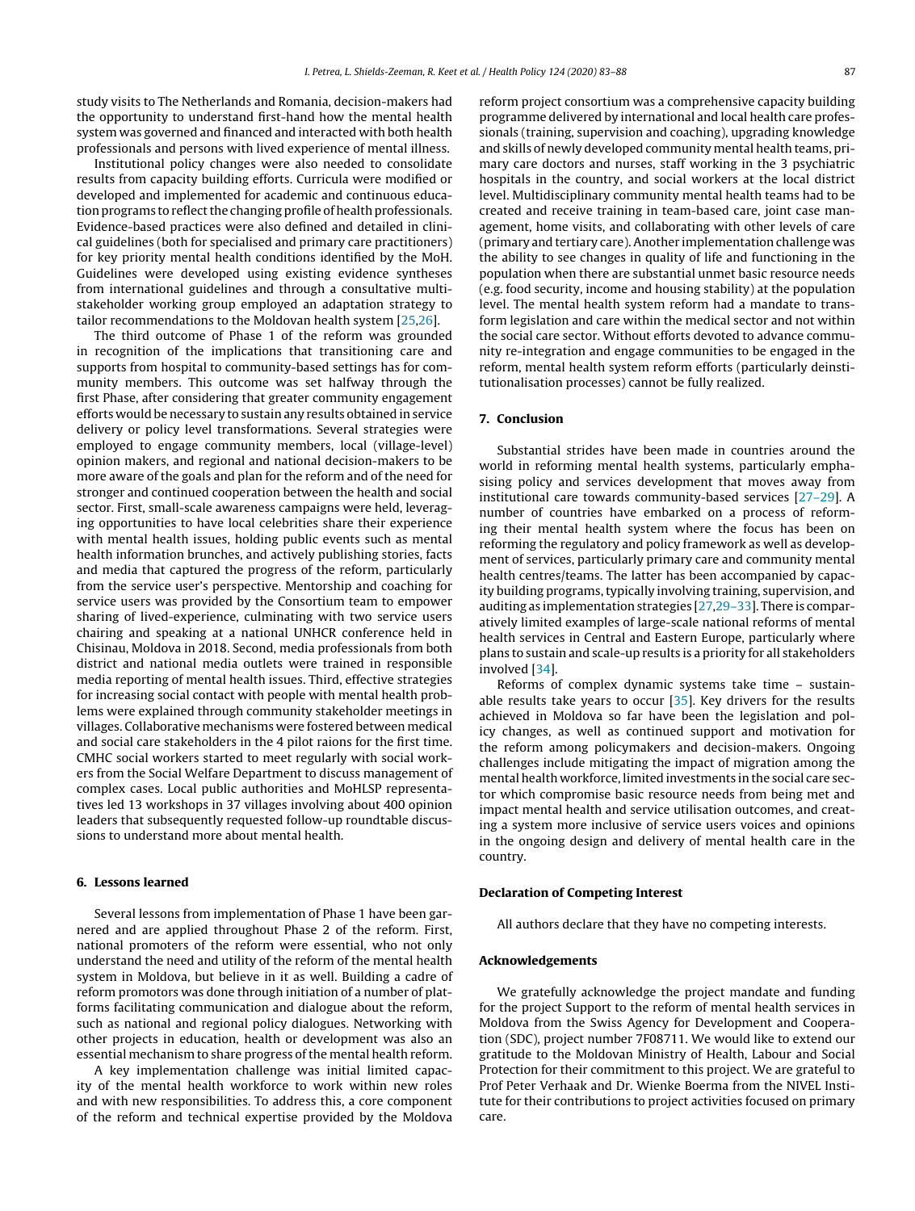study visits to The Netherlands and Romania, decision-makers had the opportunity to understand first-hand how the mental health system was governed and financed and interacted with both health professionals and persons with lived experience of mental illness.

Institutional policy changes were also needed to consolidate results from capacity building efforts. Curricula were modified or developed and implemented for academic and continuous education programs to reflect the changing profile of health professionals. Evidence-based practices were also defined and detailed in clinical guidelines (both for specialised and primary care practitioners) for key priority mental health conditions identified by the MoH. Guidelines were developed using existing evidence syntheses from international guidelines and through a consultative multi-stakeholder working group employed an adaptation strategy to tailor recommendations to the Moldovan health system [25,26].

The third outcome of Phase 1 of the reform was grounded in recognition of the implications that transitioning care and supports from hospital to community-based settings has for community members. This outcome was set halfway through the first Phase, after considering that greater community engagement efforts would be necessary to sustain any results obtained in service delivery or policy level transformations. Several strategies were employed to engage community members, local (village-level) opinion makers, and regional and national decision-makers to be more aware of the goals and plan for the reform and of the need for stronger and continued cooperation between the health and social sector. First, small-scale awareness campaigns were held, leveraging opportunities to have local celebrities share their experience with mental health issues, holding public events such as mental health information brunches, and actively publishing stories, facts and media that captured the progress of the reform, particularly from the service user's perspective. Mentorship and coaching for service users was provided by the Consortium team to empower sharing of lived-experience, culminating with two service users chairing and speaking at a national UNHCR conference held in Chisinau, Moldova in 2018. Second, media professionals from both district and national media outlets were trained in responsible media reporting of mental health issues. Third, effective strategies for increasing social contact with people with mental health problems were explained through community stakeholder meetings in villages. Collaborative mechanisms were fostered between medical and social care stakeholders in the 4 pilot raions for the first time. CMHC social workers started to meet regularly with social workers from the Social Welfare Department to discuss management of complex cases. Local public authorities and MoHLSP representatives led 13 workshops in 37 villages involving about 400 opinion leaders that subsequently requested follow-up roundtable discussions to understand more about mental health.

## 6. Lessons learned

Several lessons from implementation of Phase 1 have been garnered and are applied throughout Phase 2 of the reform. First, national promoters of the reform were essential, who not only understand the need and utility of the reform of the mental health system in Moldova, but believe in it as well. Building a cadre of reform promotors was done through initiation of a number of platforms facilitating communication and dialogue about the reform, such as national and regional policy dialogues. Networking with other projects in education, health or development was also an essential mechanism to share progress of the mental health reform.

A key implementation challenge was initial limited capacity of the mental health workforce to work within new roles and with new responsibilities. To address this, a core component of the reform and technical expertise provided by the Moldova reform project consortium was a comprehensive capacity building programme delivered by international and local health care professionals (training, supervision and coaching), upgrading knowledge and skills of newly developed community mental health teams, primary care doctors and nurses, staff working in the 3 psychiatric hospitals in the country, and social workers at the local district level. Multidisciplinary community mental health teams had to be created and receive training in team-based care, joint case management, home visits, and collaborating with other levels of care (primary and tertiary care). Another implementation challenge was the ability to see changes in quality of life and functioning in the population when there are substantial unmet basic resource needs (e.g. food security, income and housing stability) at the population level. The mental health system reform had a mandate to transform legislation and care within the medical sector and not within the social care sector. Without efforts devoted to advance community re-integration and engage communities to be engaged in the reform, mental health system reform efforts (particularly deinstitutionalisation processes) cannot be fully realized.

## 7. Conclusion

Substantial strides have been made in countries around the world in reforming mental health systems, particularly emphasising policy and services development that moves away from institutional care towards community-based services [27–29]. A number of countries have embarked on a process of reforming their mental health system where the focus has been on reforming the regulatory and policy framework as well as development of services, particularly primary care and community mental health centres/teams. The latter has been accompanied by capacity building programs, typically involving training, supervision, and auditing as implementation strategies [27,29–33]. There is comparatively limited examples of large-scale national reforms of mental health services in Central and Eastern Europe, particularly where plans to sustain and scale-up results is a priority for all stakeholders involved [34].

Reforms of complex dynamic systems take time – sustainable results take years to occur [35]. Key drivers for the results achieved in Moldova so far have been the legislation and policy changes, as well as continued support and motivation for the reform among policymakers and decision-makers. Ongoing challenges include mitigating the impact of migration among the mental health workforce, limited investments in the social care sector which compromise basic resource needs from being met and impact mental health and service utilisation outcomes, and creating a system more inclusive of service users voices and opinions in the ongoing design and delivery of mental health care in the country.

## Declaration of Competing Interest

All authors declare that they have no competing interests.

## Acknowledgements

We gratefully acknowledge the project mandate and funding for the project Support to the reform of mental health services in Moldova from the Swiss Agency for Development and Cooperation (SDC), project number 7F08711. We would like to extend our gratitude to the Moldovan Ministry of Health, Labour and Social Protection for their commitment to this project. We are grateful to Prof Peter Verhaak and Dr. Wienke Boerma from the NIVEL Institute for their contributions to project activities focused on primary care.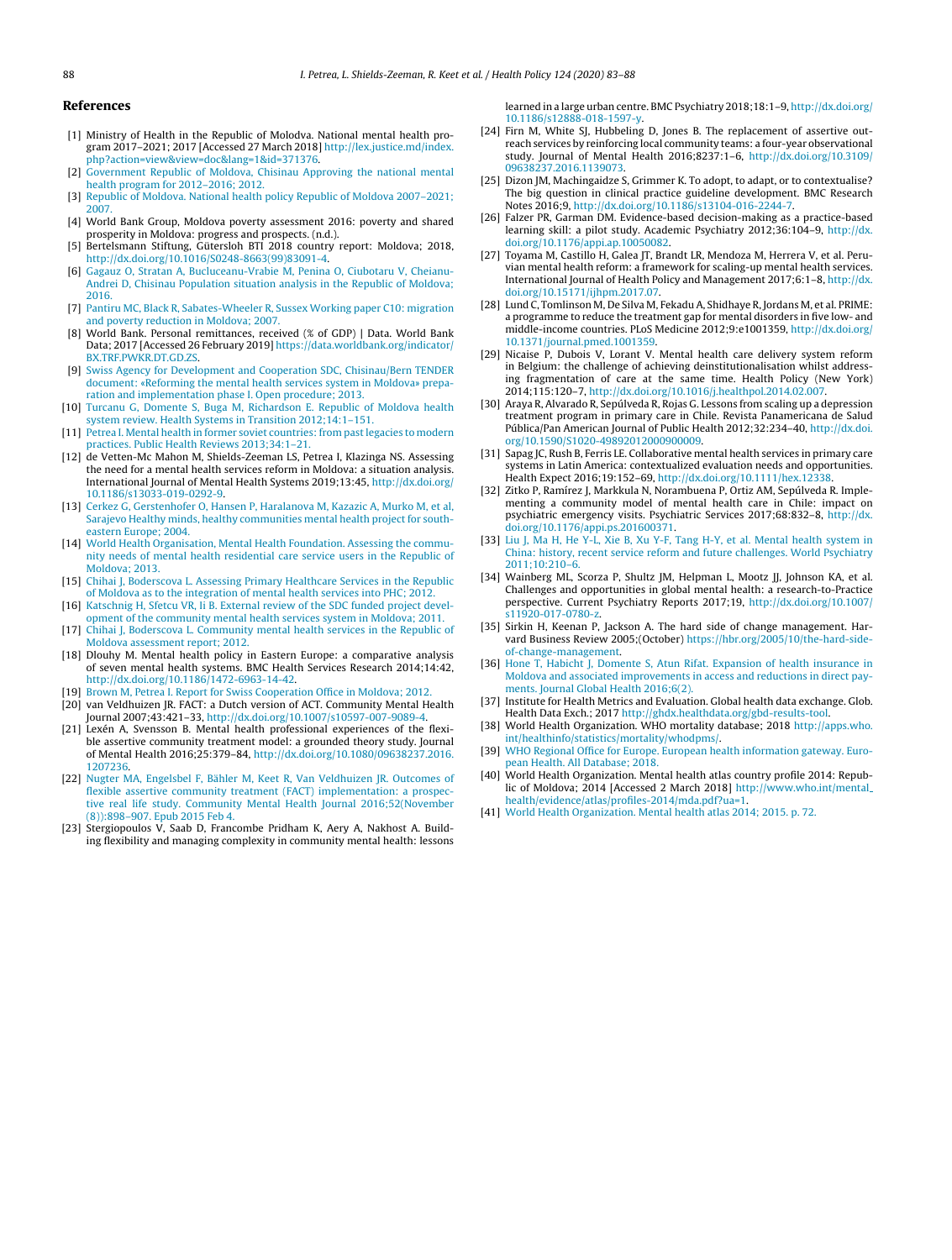## References

[1] Ministry of Health in the Republic of Molodva. National mental health program 2017–2021; 2017 [Accessed 27 March 2018] http://lex.justice.md/index.php?action=view&view=doc&lang=1&id=371376.

[2] Government Republic of Moldova, Chisinau Approving the national mental health program for 2012–2016; 2012.

[3] Republic of Moldova. National health policy Republic of Moldova 2007–2021; 2007.

[4] World Bank Group, Moldova poverty assessment 2016: poverty and shared prosperity in Moldova: progress and prospects. (n.d.).

[5] Bertelsmann Stiftung, Gütersloh BTI 2018 country report: Moldova; 2018, http://dx.doi.org/10.1016/S0248-8663(99)83091-4.

[6] Gagauz O, Stratan A, Bucluceanu-Vrabie M, Penina O, Ciubotaru V, Cheianu-Andrei D, Chisinau Population situation analysis in the Republic of Moldova; 2016.

[7] Pantiru MC, Black R, Sabates-Wheeler R, Sussex Working paper C10: migration and poverty reduction in Moldova; 2007.

[8] World Bank. Personal remittances, received (% of GDP) | Data. World Bank Data; 2017 [Accessed 26 February 2019] https://data.worldbank.org/indicator/BX.TRF.PWKR.DT.GD.ZS.

[9] Swiss Agency for Development and Cooperation SDC, Chisinau/Bern TENDER document: «Reforming the mental health services system in Moldova» preparation and implementation phase I. Open procedure; 2013.

[10] Turcanu G, Domente S, Buga M, Richardson E. Republic of Moldova health system review. Health Systems in Transition 2012;14:1–151.

[11] Petrea I. Mental health in former soviet countries: from past legacies to modern practices. Public Health Reviews 2013;34:1–21.

[12] de Vetten-Mc Mahon M, Shields-Zeeman LS, Petrea I, Klazinga NS. Assessing the need for a mental health services reform in Moldova: a situation analysis. International Journal of Mental Health Systems 2019;13:45, http://dx.doi.org/10.1186/s13033-019-0292-9.

[13] Cerkez G, Gerstenhofer O, Hansen P, Haralanova M, Kazazic A, Murko M, et al, Sarajevo Healthy minds, healthy communities mental health project for south-eastern Europe; 2004.

[14] World Health Organisation, Mental Health Foundation. Assessing the community needs of mental health residential care service users in the Republic of Moldova; 2013.

[15] Chihai J, Boderscova L. Assessing Primary Healthcare Services in the Republic of Moldova as to the integration of mental health services into PHC; 2012.

[16] Katschnig H, Sfetcu VR, Ii B. External review of the SDC funded project development of the community mental health services system in Moldova; 2011.

[17] Chihai J, Boderscova L. Community mental health services in the Republic of Moldova assessment report; 2012.

[18] Dlouhy M. Mental health policy in Eastern Europe: a comparative analysis of seven mental health systems. BMC Health Services Research 2014;14:42, http://dx.doi.org/10.1186/1472-6963-14-42.

[19] Brown M, Petrea I. Report for Swiss Cooperation Office in Moldova; 2012.

[20] van Veldhuizen JR. FACT: a Dutch version of ACT. Community Mental Health Journal 2007;43:421–33, http://dx.doi.org/10.1007/s10597-007-9089-4.

[21] Lexén A, Svensson B. Mental health professional experiences of the flexible assertive community treatment model: a grounded theory study. Journal of Mental Health 2016;25:379–84, http://dx.doi.org/10.1080/09638237.2016.1207236.

[22] Nugter MA, Engelsbel F, Bähler M, Keet R, Van Veldhuizen JR. Outcomes of flexible assertive community treatment (FACT) implementation: a prospective real life study. Community Mental Health Journal 2016;52(November (8)):898–907. Epub 2015 Feb 4.

[23] Stergiopoulos V, Saab D, Francombe Pridham K, Aery A, Nakhost A. Building flexibility and managing complexity in community mental health: lessons learned in a large urban centre. BMC Psychiatry 2018;18:1–9, http://dx.doi.org/10.1186/s12888-018-1597-y.

[24] Firn M, White SJ, Hubbeling D, Jones B. The replacement of assertive outreach services by reinforcing local community teams: a four-year observational study. Journal of Mental Health 2016;8237:1–6, http://dx.doi.org/10.3109/09638237.2016.1139073.

[25] Dizon JM, Machingaidze S, Grimmer K. To adopt, to adapt, or to contextualise? The big question in clinical practice guideline development. BMC Research Notes 2016;9, http://dx.doi.org/10.1186/s13104-016-2244-7.

[26] Falzer PR, Garman DM. Evidence-based decision-making as a practice-based learning skill: a pilot study. Academic Psychiatry 2012;36:104–9, http://dx.doi.org/10.1176/appi.ap.10050082.

[27] Toyama M, Castillo H, Galea JT, Brandt LR, Mendoza M, Herrera V, et al. Peruvian mental health reform: a framework for scaling-up mental health services. International Journal of Health Policy and Management 2017;6:1–8, http://dx.doi.org/10.15171/ijhpm.2017.07.

[28] Lund C, Tomlinson M, De Silva M, Fekadu A, Shidhaye R, Jordans M, et al. PRIME: a programme to reduce the treatment gap for mental disorders in five low- and middle-income countries. PLoS Medicine 2012;9:e1001359, http://dx.doi.org/10.1371/journal.pmed.1001359.

[29] Nicaise P, Dubois V, Lorant V. Mental health care delivery system reform in Belgium: the challenge of achieving deinstitutionalisation whilst addressing fragmentation of care at the same time. Health Policy (New York) 2014;115:120–7, http://dx.doi.org/10.1016/j.healthpol.2014.02.007.

[30] Araya R, Alvarado R, Sepúlveda R, Rojas G. Lessons from scaling up a depression treatment program in primary care in Chile. Revista Panamericana de Salud Pública/Pan American Journal of Public Health 2012;32:234–40, http://dx.doi.org/10.1590/S1020-49892012000900009.

[31] Sapag JC, Rush B, Ferris LE. Collaborative mental health services in primary care systems in Latin America: contextualized evaluation needs and opportunities. Health Expect 2016;19:152–69, http://dx.doi.org/10.1111/hex.12338.

[32] Zitko P, Ramírez J, Markkula N, Norambuena P, Ortiz AM, Sepúlveda R. Implementing a community model of mental health care in Chile: impact on psychiatric emergency visits. Psychiatric Services 2017;68:832–8, http://dx.doi.org/10.1176/appi.ps.201600371.

[33] Liu J, Ma H, He Y-L, Xie B, Xu Y-F, Tang H-Y, et al. Mental health system in China: history, recent service reform and future challenges. World Psychiatry 2011;10:210–6.

[34] Wainberg ML, Scorza P, Shultz JM, Helpman L, Mootz JJ, Johnson KA, et al. Challenges and opportunities in global mental health: a research-to-Practice perspective. Current Psychiatry Reports 2017;19, http://dx.doi.org/10.1007/s11920-017-0780-z.

[35] Sirkin H, Keenan P, Jackson A. The hard side of change management. Harvard Business Review 2005;(October) https://hbr.org/2005/10/the-hard-side-of-change-management.

[36] Hone T, Habicht J, Domente S, Atun Rifat. Expansion of health insurance in Moldova and associated improvements in access and reductions in direct payments. Journal Global Health 2016;6(2).

[37] Institute for Health Metrics and Evaluation. Global health data exchange. Glob. Health Data Exch.; 2017 http://ghdx.healthdata.org/gbd-results-tool.

[38] World Health Organization. WHO mortality database; 2018 http://apps.who.int/healthinfo/statistics/mortality/whodpms/.

[39] WHO Regional Office for Europe. European health information gateway. European Health. All Database; 2018.

[40] World Health Organization. Mental health atlas country profile 2014: Republic of Moldova; 2014 [Accessed 2 March 2018] http://www.who.int/mental_health/evidence/atlas/profiles-2014/mda.pdf?ua=1.

[41] World Health Organization. Mental health atlas 2014; 2015. p. 72.